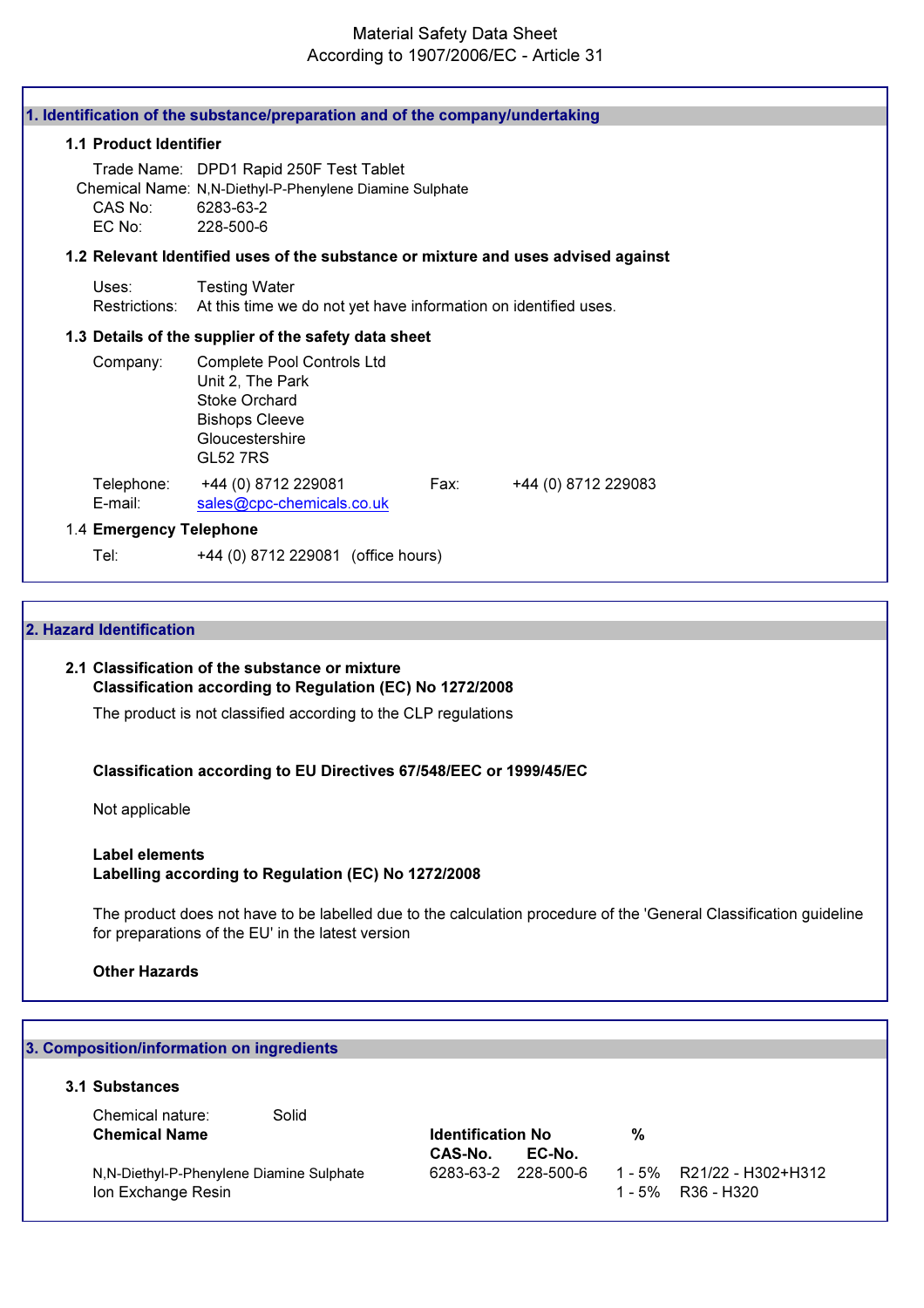# Material Safety Data Sheet
According to 1907/2006/EC - Article 31

## 1. Identification of the substance/preparation and of the company/undertaking

### 1.1 Product Identifier

Trade Name: DPD1 Rapid 250F Test Tablet
Chemical Name: N,N-Diethyl-P-Phenylene Diamine Sulphate
CAS No: 6283-63-2
EC No: 228-500-6

### 1.2 Relevant Identified uses of the substance or mixture and uses advised against

Uses: Testing Water
Restrictions: At this time we do not yet have information on identified uses.

### 1.3 Details of the supplier of the safety data sheet

Company: Complete Pool Controls Ltd
Unit 2, The Park
Stoke Orchard
Bishops Cleeve
Gloucestershire
GL52 7RS

Telephone: +44 (0) 8712 229081 Fax: +44 (0) 8712 229083
E-mail: sales@cpc-chemicals.co.uk

### 1.4 Emergency Telephone

Tel: +44 (0) 8712 229081 (office hours)

## 2. Hazard Identification

### 2.1 Classification of the substance or mixture

**Classification according to Regulation (EC) No 1272/2008**

The product is not classified according to the CLP regulations

**Classification according to EU Directives 67/548/EEC or 1999/45/EC**

Not applicable

**Label elements**
**Labelling according to Regulation (EC) No 1272/2008**

The product does not have to be labelled due to the calculation procedure of the 'General Classification guideline for preparations of the EU' in the latest version

**Other Hazards**

## 3. Composition/information on ingredients

### 3.1 Substances

Chemical nature: Solid

| Chemical Name | CAS-No. | EC-No. | % | |
|---|---|---|---|---|
| N,N-Diethyl-P-Phenylene Diamine Sulphate | 6283-63-2 | 228-500-6 | 1 - 5% | R21/22 - H302+H312 |
| Ion Exchange Resin | | | 1 - 5% | R36 - H320 |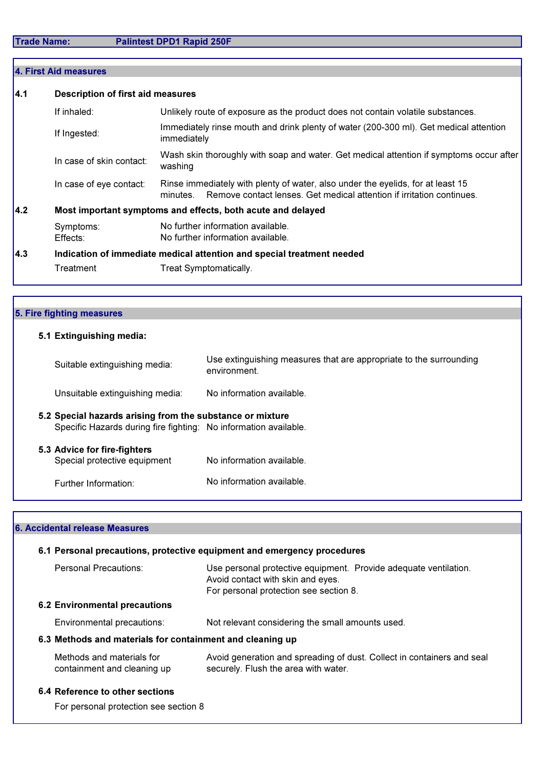**Trade Name:** Palintest DPD1 Rapid 250F

## 4. First Aid measures

### 4.1 Description of first aid measures

| | |
|---|---|
| If inhaled: | Unlikely route of exposure as the product does not contain volatile substances. |
| If Ingested: | Immediately rinse mouth and drink plenty of water (200-300 ml). Get medical attention immediately |
| In case of skin contact: | Wash skin thoroughly with soap and water. Get medical attention if symptoms occur after washing |
| In case of eye contact: | Rinse immediately with plenty of water, also under the eyelids, for at least 15 minutes. Remove contact lenses. Get medical attention if irritation continues. |

### 4.2 Most important symptoms and effects, both acute and delayed

| | |
|---|---|
| Symptoms: | No further information available. |
| Effects: | No further information available. |

### 4.3 Indication of immediate medical attention and special treatment needed

| | |
|---|---|
| Treatment | Treat Symptomatically. |

## 5. Fire fighting measures

### 5.1 Extinguishing media:

| | |
|---|---|
| Suitable extinguishing media: | Use extinguishing measures that are appropriate to the surrounding environment. |
| Unsuitable extinguishing media: | No information available. |

### 5.2 Special hazards arising from the substance or mixture

| | |
|---|---|
| Specific Hazards during fire fighting: | No information available. |

### 5.3 Advice for fire-fighters

| | |
|---|---|
| Special protective equipment | No information available. |
| Further Information: | No information available. |

## 6. Accidental release Measures

### 6.1 Personal precautions, protective equipment and emergency procedures

| | |
|---|---|
| Personal Precautions: | Use personal protective equipment. Provide adequate ventilation. Avoid contact with skin and eyes. For personal protection see section 8. |

### 6.2 Environmental precautions

| | |
|---|---|
| Environmental precautions: | Not relevant considering the small amounts used. |

### 6.3 Methods and materials for containment and cleaning up

| | |
|---|---|
| Methods and materials for containment and cleaning up | Avoid generation and spreading of dust. Collect in containers and seal securely. Flush the area with water. |

### 6.4 Reference to other sections

For personal protection see section 8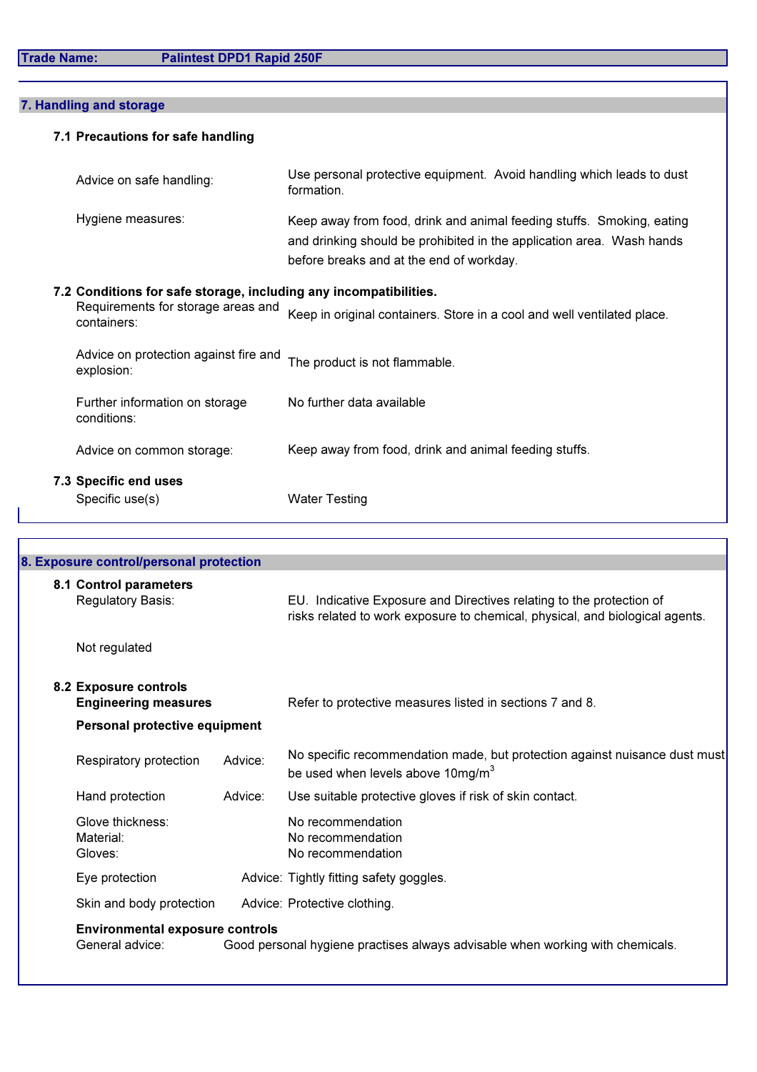**Trade Name: Palintest DPD1 Rapid 250F**

## 7. Handling and storage

### 7.1 Precautions for safe handling

| | |
|---|---|
| Advice on safe handling: | Use personal protective equipment. Avoid handling which leads to dust formation. |
| Hygiene measures: | Keep away from food, drink and animal feeding stuffs. Smoking, eating and drinking should be prohibited in the application area. Wash hands before breaks and at the end of workday. |

### 7.2 Conditions for safe storage, including any incompatibilities.

| | |
|---|---|
| Requirements for storage areas and containers: | Keep in original containers. Store in a cool and well ventilated place. |
| Advice on protection against fire and explosion: | The product is not flammable. |
| Further information on storage conditions: | No further data available |
| Advice on common storage: | Keep away from food, drink and animal feeding stuffs. |

### 7.3 Specific end uses

| | |
|---|---|
| Specific use(s) | Water Testing |

## 8. Exposure control/personal protection

### 8.1 Control parameters

| | |
|---|---|
| Regulatory Basis: | EU. Indicative Exposure and Directives relating to the protection of risks related to work exposure to chemical, physical, and biological agents. |

Not regulated

### 8.2 Exposure controls

**Engineering measures** Refer to protective measures listed in sections 7 and 8.

**Personal protective equipment**

| | | |
|---|---|---|
| Respiratory protection | Advice: | No specific recommendation made, but protection against nuisance dust must be used when levels above 10mg/m$^3$ |
| Hand protection | Advice: | Use suitable protective gloves if risk of skin contact. |
| Glove thickness: | | No recommendation |
| Material: | | No recommendation |
| Gloves: | | No recommendation |
| Eye protection | Advice: | Tightly fitting safety goggles. |
| Skin and body protection | Advice: | Protective clothing. |

**Environmental exposure controls**

General advice: Good personal hygiene practises always advisable when working with chemicals.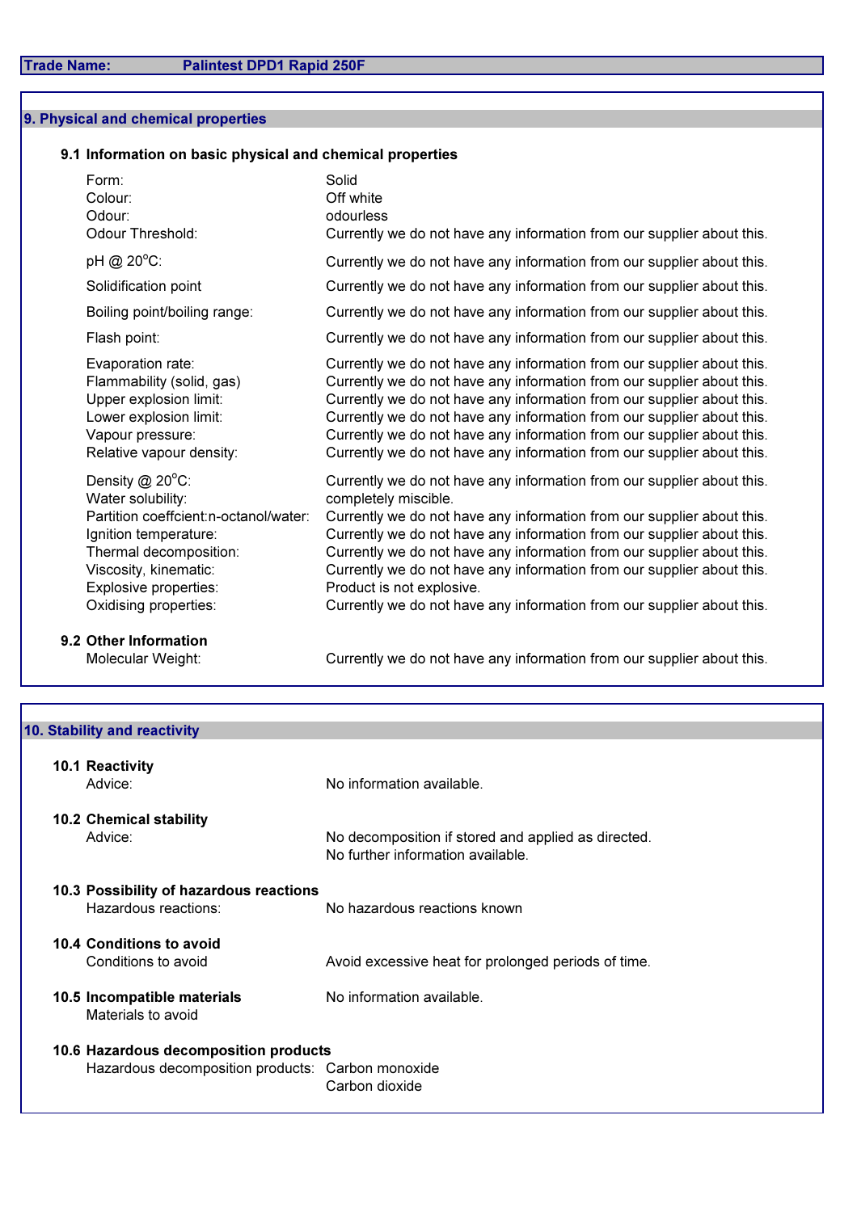**Trade Name:** Palintest DPD1 Rapid 250F

## 9. Physical and chemical properties

### 9.1 Information on basic physical and chemical properties

| | |
|---|---|
| Form: | Solid |
| Colour: | Off white |
| Odour: | odourless |
| Odour Threshold: | Currently we do not have any information from our supplier about this. |
| pH @ 20°C: | Currently we do not have any information from our supplier about this. |
| Solidification point | Currently we do not have any information from our supplier about this. |
| Boiling point/boiling range: | Currently we do not have any information from our supplier about this. |
| Flash point: | Currently we do not have any information from our supplier about this. |
| Evaporation rate: | Currently we do not have any information from our supplier about this. |
| Flammability (solid, gas) | Currently we do not have any information from our supplier about this. |
| Upper explosion limit: | Currently we do not have any information from our supplier about this. |
| Lower explosion limit: | Currently we do not have any information from our supplier about this. |
| Vapour pressure: | Currently we do not have any information from our supplier about this. |
| Relative vapour density: | Currently we do not have any information from our supplier about this. |
| Density @ 20°C: | Currently we do not have any information from our supplier about this. |
| Water solubility: | completely miscible. |
| Partition coeffcient:n-octanol/water: | Currently we do not have any information from our supplier about this. |
| Ignition temperature: | Currently we do not have any information from our supplier about this. |
| Thermal decomposition: | Currently we do not have any information from our supplier about this. |
| Viscosity, kinematic: | Currently we do not have any information from our supplier about this. |
| Explosive properties: | Product is not explosive. |
| Oxidising properties: | Currently we do not have any information from our supplier about this. |

### 9.2 Other Information

| | |
|---|---|
| Molecular Weight: | Currently we do not have any information from our supplier about this. |

## 10. Stability and reactivity

### 10.1 Reactivity

Advice: No information available.

### 10.2 Chemical stability

Advice: No decomposition if stored and applied as directed.
No further information available.

### 10.3 Possibility of hazardous reactions

Hazardous reactions: No hazardous reactions known

### 10.4 Conditions to avoid

Conditions to avoid: Avoid excessive heat for prolonged periods of time.

### 10.5 Incompatible materials

Materials to avoid: No information available.

### 10.6 Hazardous decomposition products

Hazardous decomposition products: Carbon monoxide
Carbon dioxide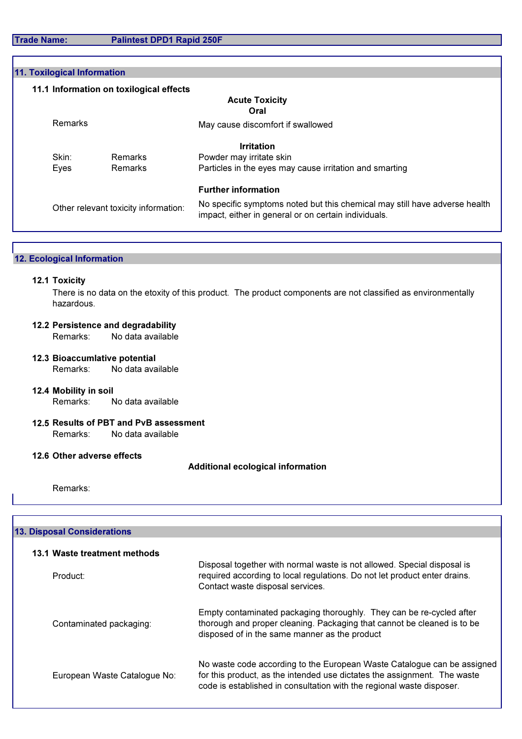**Trade Name:** Palintest DPD1 Rapid 250F

## 11. Toxilogical Information

### 11.1 Information on toxilogical effects

**Acute Toxicity**

**Oral**

Remarks: May cause discomfort if swallowed

**Irritation**

| | | |
|---|---|---|
| Skin: | Remarks | Powder may irritate skin |
| Eyes | Remarks | Particles in the eyes may cause irritation and smarting |

**Further information**

Other relevant toxicity information: No specific symptoms noted but this chemical may still have adverse health impact, either in general or on certain individuals.

## 12. Ecological Information

### 12.1 Toxicity

There is no data on the etoxity of this product. The product components are not classified as environmentally hazardous.

### 12.2 Persistence and degradability

Remarks: No data available

### 12.3 Bioaccumlative potential

Remarks: No data available

### 12.4 Mobility in soil

Remarks: No data available

### 12.5 Results of PBT and PvB assessment

Remarks: No data available

### 12.6 Other adverse effects

**Additional ecological information**

Remarks:

## 13. Disposal Considerations

### 13.1 Waste treatment methods

Product: Disposal together with normal waste is not allowed. Special disposal is required according to local regulations. Do not let product enter drains. Contact waste disposal services.

Contaminated packaging: Empty contaminated packaging thoroughly. They can be re-cycled after thorough and proper cleaning. Packaging that cannot be cleaned is to be disposed of in the same manner as the product

European Waste Catalogue No: No waste code according to the European Waste Catalogue can be assigned for this product, as the intended use dictates the assignment. The waste code is established in consultation with the regional waste disposer.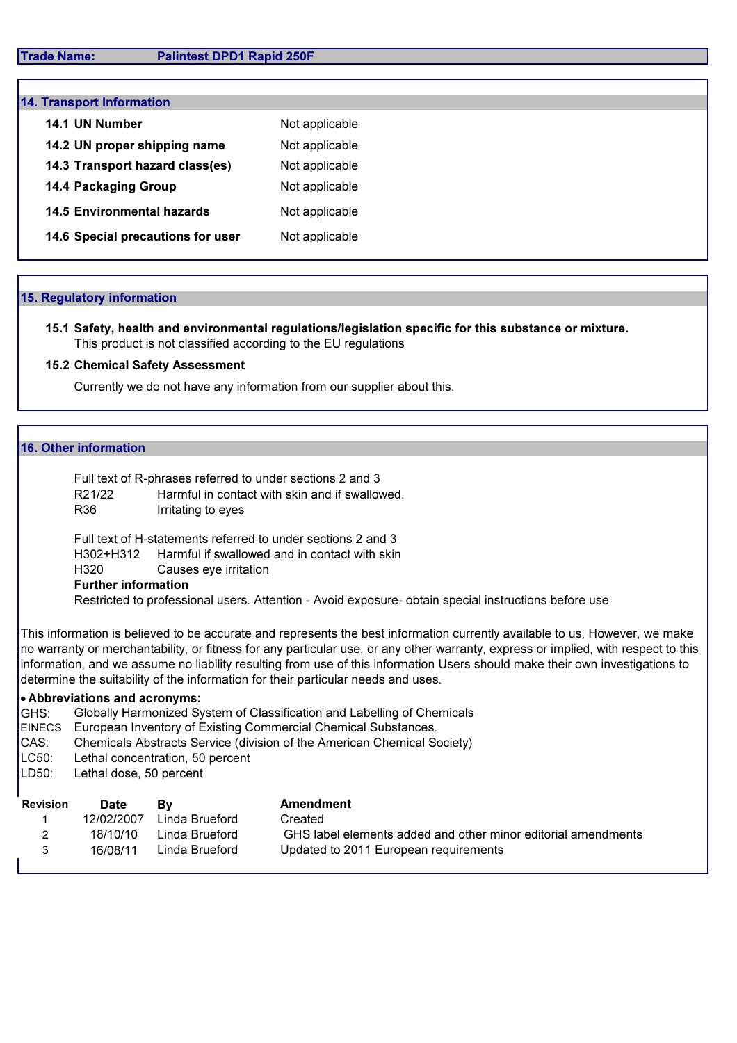**Trade Name:** **Palintest DPD1 Rapid 250F**

## 14. Transport Information

| | |
|---|---|
| **14.1 UN Number** | Not applicable |
| **14.2 UN proper shipping name** | Not applicable |
| **14.3 Transport hazard class(es)** | Not applicable |
| **14.4 Packaging Group** | Not applicable |
| **14.5 Environmental hazards** | Not applicable |
| **14.6 Special precautions for user** | Not applicable |

## 15. Regulatory information

**15.1 Safety, health and environmental regulations/legislation specific for this substance or mixture.**

This product is not classified according to the EU regulations

**15.2 Chemical Safety Assessment**

Currently we do not have any information from our supplier about this.

## 16. Other information

Full text of R-phrases referred to under sections 2 and 3

| | |
|---|---|
| R21/22 | Harmful in contact with skin and if swallowed. |
| R36 | Irritating to eyes |

Full text of H-statements referred to under sections 2 and 3

| | |
|---|---|
| H302+H312 | Harmful if swallowed and in contact with skin |
| H320 | Causes eye irritation |

**Further information**

Restricted to professional users. Attention - Avoid exposure- obtain special instructions before use

This information is believed to be accurate and represents the best information currently available to us. However, we make no warranty or merchantability, or fitness for any particular use, or any other warranty, express or implied, with respect to this information, and we assume no liability resulting from use of this information Users should make their own investigations to determine the suitability of the information for their particular needs and uses.

- **Abbreviations and acronyms:**

| | |
|---|---|
| GHS: | Globally Harmonized System of Classification and Labelling of Chemicals |
| EINECS | European Inventory of Existing Commercial Chemical Substances. |
| CAS: | Chemicals Abstracts Service (division of the American Chemical Society) |
| LC50: | Lethal concentration, 50 percent |
| LD50: | Lethal dose, 50 percent |

| Revision | Date | By | Amendment |
|---|---|---|---|
| 1 | 12/02/2007 | Linda Brueford | Created |
| 2 | 18/10/10 | Linda Brueford | GHS label elements added and other minor editorial amendments |
| 3 | 16/08/11 | Linda Brueford | Updated to 2011 European requirements |